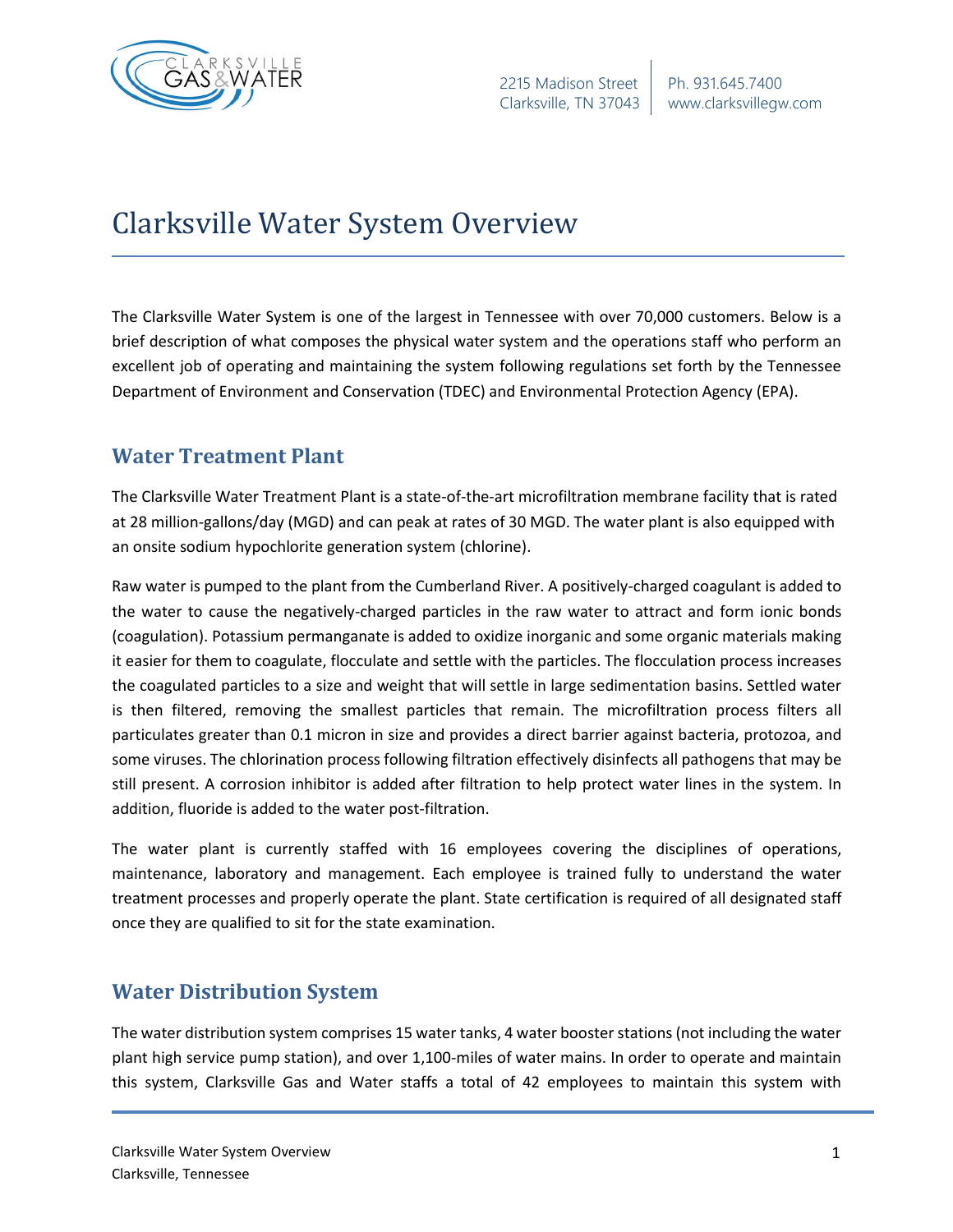2215 Madison Street
Clarksville, TN 37043

Ph. 931.645.7400
www.clarksvillegw.com

# Clarksville Water System Overview

The Clarksville Water System is one of the largest in Tennessee with over 70,000 customers. Below is a brief description of what composes the physical water system and the operations staff who perform an excellent job of operating and maintaining the system following regulations set forth by the Tennessee Department of Environment and Conservation (TDEC) and Environmental Protection Agency (EPA).

## Water Treatment Plant

The Clarksville Water Treatment Plant is a state-of-the-art microfiltration membrane facility that is rated at 28 million-gallons/day (MGD) and can peak at rates of 30 MGD. The water plant is also equipped with an onsite sodium hypochlorite generation system (chlorine).

Raw water is pumped to the plant from the Cumberland River. A positively-charged coagulant is added to the water to cause the negatively-charged particles in the raw water to attract and form ionic bonds (coagulation). Potassium permanganate is added to oxidize inorganic and some organic materials making it easier for them to coagulate, flocculate and settle with the particles. The flocculation process increases the coagulated particles to a size and weight that will settle in large sedimentation basins. Settled water is then filtered, removing the smallest particles that remain. The microfiltration process filters all particulates greater than 0.1 micron in size and provides a direct barrier against bacteria, protozoa, and some viruses. The chlorination process following filtration effectively disinfects all pathogens that may be still present. A corrosion inhibitor is added after filtration to help protect water lines in the system. In addition, fluoride is added to the water post-filtration.

The water plant is currently staffed with 16 employees covering the disciplines of operations, maintenance, laboratory and management. Each employee is trained fully to understand the water treatment processes and properly operate the plant. State certification is required of all designated staff once they are qualified to sit for the state examination.

## Water Distribution System

The water distribution system comprises 15 water tanks, 4 water booster stations (not including the water plant high service pump station), and over 1,100-miles of water mains. In order to operate and maintain this system, Clarksville Gas and Water staffs a total of 42 employees to maintain this system with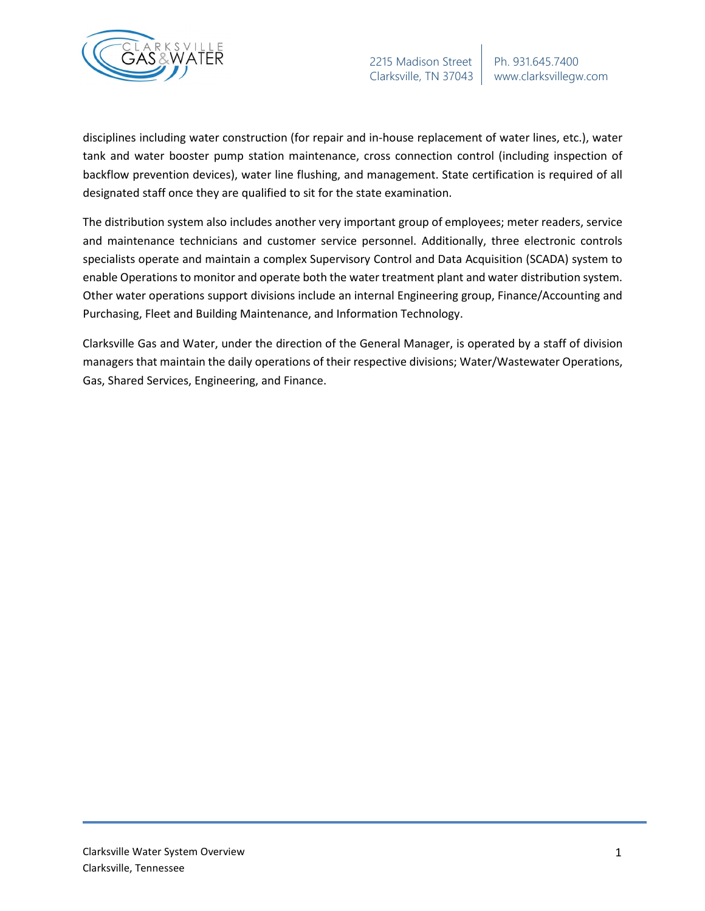disciplines including water construction (for repair and in-house replacement of water lines, etc.), water tank and water booster pump station maintenance, cross connection control (including inspection of backflow prevention devices), water line flushing, and management. State certification is required of all designated staff once they are qualified to sit for the state examination.

The distribution system also includes another very important group of employees; meter readers, service and maintenance technicians and customer service personnel. Additionally, three electronic controls specialists operate and maintain a complex Supervisory Control and Data Acquisition (SCADA) system to enable Operations to monitor and operate both the water treatment plant and water distribution system. Other water operations support divisions include an internal Engineering group, Finance/Accounting and Purchasing, Fleet and Building Maintenance, and Information Technology.

Clarksville Gas and Water, under the direction of the General Manager, is operated by a staff of division managers that maintain the daily operations of their respective divisions; Water/Wastewater Operations, Gas, Shared Services, Engineering, and Finance.